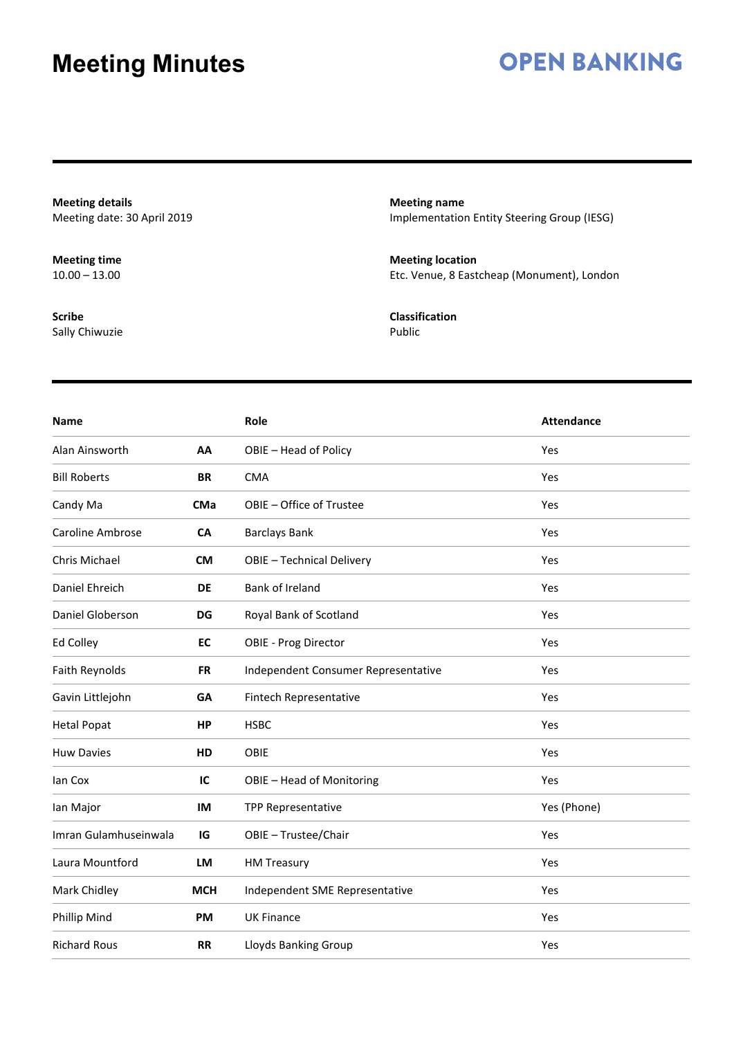# Meeting Minutes

**OPEN BANKING**

---

**Meeting details**
Meeting date: 30 April 2019

**Meeting name**
Implementation Entity Steering Group (IESG)

**Meeting time**
10.00 – 13.00

**Meeting location**
Etc. Venue, 8 Eastcheap (Monument), London

**Scribe**
Sally Chiwuzie

**Classification**
Public

---

| Name | | Role | Attendance |
|---|---|---|---|
| Alan Ainsworth | AA | OBIE – Head of Policy | Yes |
| Bill Roberts | BR | CMA | Yes |
| Candy Ma | CMa | OBIE – Office of Trustee | Yes |
| Caroline Ambrose | CA | Barclays Bank | Yes |
| Chris Michael | CM | OBIE – Technical Delivery | Yes |
| Daniel Ehreich | DE | Bank of Ireland | Yes |
| Daniel Globerson | DG | Royal Bank of Scotland | Yes |
| Ed Colley | EC | OBIE - Prog Director | Yes |
| Faith Reynolds | FR | Independent Consumer Representative | Yes |
| Gavin Littlejohn | GA | Fintech Representative | Yes |
| Hetal Popat | HP | HSBC | Yes |
| Huw Davies | HD | OBIE | Yes |
| Ian Cox | IC | OBIE – Head of Monitoring | Yes |
| Ian Major | IM | TPP Representative | Yes (Phone) |
| Imran Gulamhuseinwala | IG | OBIE – Trustee/Chair | Yes |
| Laura Mountford | LM | HM Treasury | Yes |
| Mark Chidley | MCH | Independent SME Representative | Yes |
| Phillip Mind | PM | UK Finance | Yes |
| Richard Rous | RR | Lloyds Banking Group | Yes |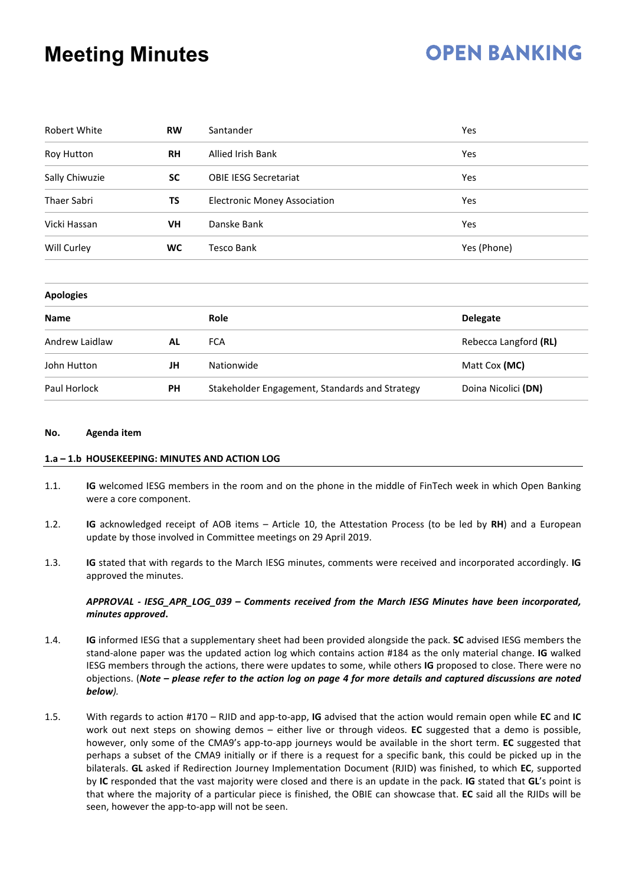# Meeting Minutes

| | | | |
|---|---|---|---|
| Robert White | **RW** | Santander | Yes |
| Roy Hutton | **RH** | Allied Irish Bank | Yes |
| Sally Chiwuzie | **SC** | OBIE IESG Secretariat | Yes |
| Thaer Sabri | **TS** | Electronic Money Association | Yes |
| Vicki Hassan | **VH** | Danske Bank | Yes |
| Will Curley | **WC** | Tesco Bank | Yes (Phone) |

**Apologies**

| **Name** | | **Role** | **Delegate** |
|---|---|---|---|
| Andrew Laidlaw | **AL** | FCA | Rebecca Langford **(RL)** |
| John Hutton | **JH** | Nationwide | Matt Cox **(MC)** |
| Paul Horlock | **PH** | Stakeholder Engagement, Standards and Strategy | Doina Nicolici **(DN)** |

**No. Agenda item**

**1.a – 1.b HOUSEKEEPING: MINUTES AND ACTION LOG**

1.1. **IG** welcomed IESG members in the room and on the phone in the middle of FinTech week in which Open Banking were a core component.

1.2. **IG** acknowledged receipt of AOB items – Article 10, the Attestation Process (to be led by **RH**) and a European update by those involved in Committee meetings on 29 April 2019.

1.3. **IG** stated that with regards to the March IESG minutes, comments were received and incorporated accordingly. **IG** approved the minutes.

***APPROVAL - IESG_APR_LOG_039 – Comments received from the March IESG Minutes have been incorporated, minutes approved.***

1.4. **IG** informed IESG that a supplementary sheet had been provided alongside the pack. **SC** advised IESG members the stand-alone paper was the updated action log which contains action #184 as the only material change. **IG** walked IESG members through the actions, there were updates to some, while others **IG** proposed to close. There were no objections. (***Note – please refer to the action log on page 4 for more details and captured discussions are noted below***).

1.5. With regards to action #170 – RJID and app-to-app, **IG** advised that the action would remain open while **EC** and **IC** work out next steps on showing demos – either live or through videos. **EC** suggested that a demo is possible, however, only some of the CMA9's app-to-app journeys would be available in the short term. **EC** suggested that perhaps a subset of the CMA9 initially or if there is a request for a specific bank, this could be picked up in the bilaterals. **GL** asked if Redirection Journey Implementation Document (RJID) was finished, to which **EC**, supported by **IC** responded that the vast majority were closed and there is an update in the pack. **IG** stated that **GL**'s point is that where the majority of a particular piece is finished, the OBIE can showcase that. **EC** said all the RJIDs will be seen, however the app-to-app will not be seen.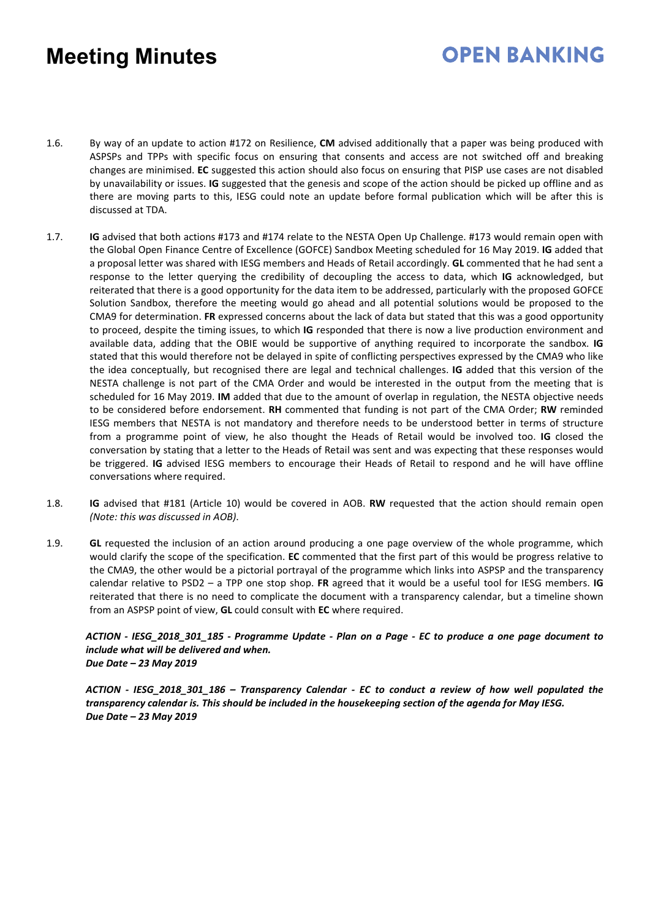1.6. By way of an update to action #172 on Resilience, **CM** advised additionally that a paper was being produced with ASPSPs and TPPs with specific focus on ensuring that consents and access are not switched off and breaking changes are minimised. **EC** suggested this action should also focus on ensuring that PISP use cases are not disabled by unavailability or issues. **IG** suggested that the genesis and scope of the action should be picked up offline and as there are moving parts to this, IESG could note an update before formal publication which will be after this is discussed at TDA.

1.7. **IG** advised that both actions #173 and #174 relate to the NESTA Open Up Challenge. #173 would remain open with the Global Open Finance Centre of Excellence (GOFCE) Sandbox Meeting scheduled for 16 May 2019. **IG** added that a proposal letter was shared with IESG members and Heads of Retail accordingly. **GL** commented that he had sent a response to the letter querying the credibility of decoupling the access to data, which **IG** acknowledged, but reiterated that there is a good opportunity for the data item to be addressed, particularly with the proposed GOFCE Solution Sandbox, therefore the meeting would go ahead and all potential solutions would be proposed to the CMA9 for determination. **FR** expressed concerns about the lack of data but stated that this was a good opportunity to proceed, despite the timing issues, to which **IG** responded that there is now a live production environment and available data, adding that the OBIE would be supportive of anything required to incorporate the sandbox. **IG** stated that this would therefore not be delayed in spite of conflicting perspectives expressed by the CMA9 who like the idea conceptually, but recognised there are legal and technical challenges. **IG** added that this version of the NESTA challenge is not part of the CMA Order and would be interested in the output from the meeting that is scheduled for 16 May 2019. **IM** added that due to the amount of overlap in regulation, the NESTA objective needs to be considered before endorsement. **RH** commented that funding is not part of the CMA Order; **RW** reminded IESG members that NESTA is not mandatory and therefore needs to be understood better in terms of structure from a programme point of view, he also thought the Heads of Retail would be involved too. **IG** closed the conversation by stating that a letter to the Heads of Retail was sent and was expecting that these responses would be triggered. **IG** advised IESG members to encourage their Heads of Retail to respond and he will have offline conversations where required.

1.8. **IG** advised that #181 (Article 10) would be covered in AOB. **RW** requested that the action should remain open *(Note: this was discussed in AOB)*.

1.9. **GL** requested the inclusion of an action around producing a one page overview of the whole programme, which would clarify the scope of the specification. **EC** commented that the first part of this would be progress relative to the CMA9, the other would be a pictorial portrayal of the programme which links into ASPSP and the transparency calendar relative to PSD2 – a TPP one stop shop. **FR** agreed that it would be a useful tool for IESG members. **IG** reiterated that there is no need to complicate the document with a transparency calendar, but a timeline shown from an ASPSP point of view, **GL** could consult with **EC** where required.

***ACTION - IESG_2018_301_185 - Programme Update - Plan on a Page - EC to produce a one page document to include what will be delivered and when.***
***Due Date – 23 May 2019***

***ACTION - IESG_2018_301_186 – Transparency Calendar - EC to conduct a review of how well populated the transparency calendar is. This should be included in the housekeeping section of the agenda for May IESG.***
***Due Date – 23 May 2019***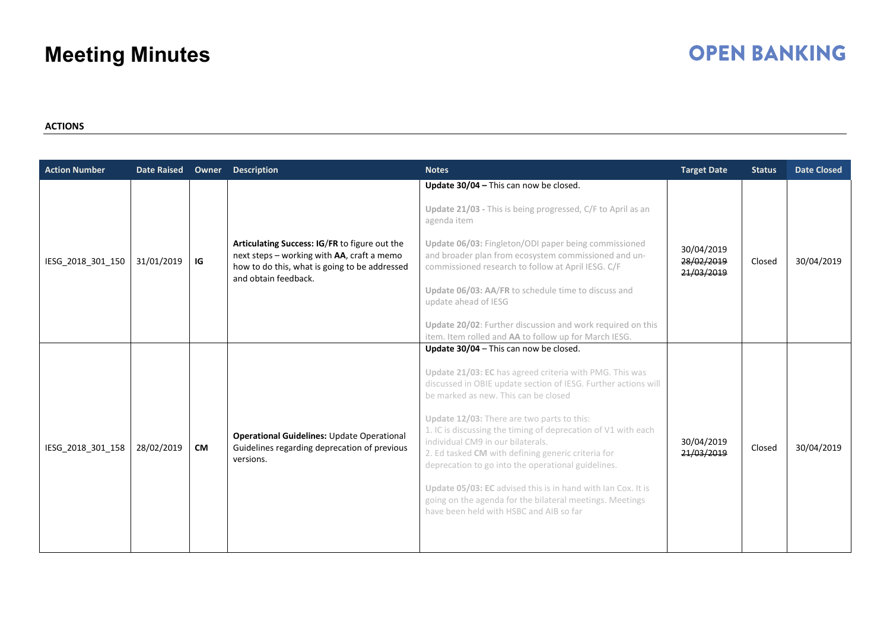# Meeting Minutes

**ACTIONS**

| Action Number | Date Raised | Owner | Description | Notes | Target Date | Status | Date Closed |
|---|---|---|---|---|---|---|---|
| IESG_2018_301_150 | 31/01/2019 | IG | **Articulating Success: IG**/**FR** to figure out the next steps – working with **AA**, craft a memo how to do this, what is going to be addressed and obtain feedback. | **Update 30/04 –** This can now be closed.<br><br>**Update 21/03 -** This is being progressed, C/F to April as an agenda item<br><br>**Update 06/03:** Fingleton/ODI paper being commissioned and broader plan from ecosystem commissioned and un-commissioned research to follow at April IESG. C/F<br><br>**Update 06/03: AA**/**FR** to schedule time to discuss and update ahead of IESG<br><br>**Update 20/02**: Further discussion and work required on this item. Item rolled and **AA** to follow up for March IESG. | 30/04/2019<br>~~28/02/2019~~<br>~~21/03/2019~~ | Closed | 30/04/2019 |
| IESG_2018_301_158 | 28/02/2019 | **CM** | **Operational Guidelines:** Update Operational Guidelines regarding deprecation of previous versions. | **Update 30/04** – This can now be closed.<br><br>**Update 21/03: EC** has agreed criteria with PMG. This was discussed in OBIE update section of IESG. Further actions will be marked as new. This can be closed<br><br>**Update 12/03:** There are two parts to this:<br>1. IC is discussing the timing of deprecation of V1 with each individual CM9 in our bilaterals.<br>2. Ed tasked **CM** with defining generic criteria for deprecation to go into the operational guidelines.<br><br>**Update 05/03: EC** advised this is in hand with Ian Cox. It is going on the agenda for the bilateral meetings. Meetings have been held with HSBC and AIB so far | 30/04/2019<br>~~21/03/2019~~ | Closed | 30/04/2019 |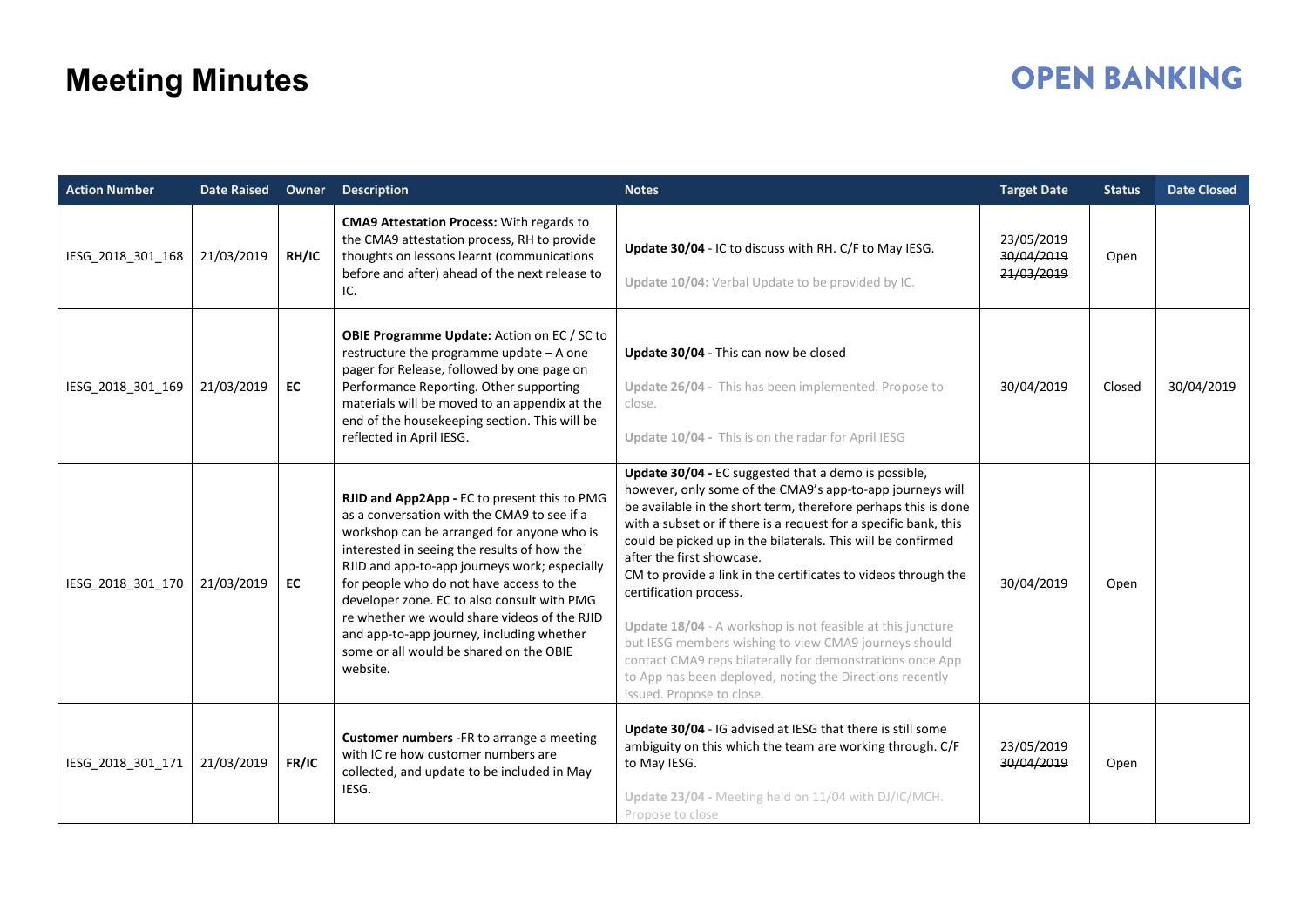# Meeting Minutes

| Action Number | Date Raised | Owner | Description | Notes | Target Date | Status | Date Closed |
|---|---|---|---|---|---|---|---|
| IESG_2018_301_168 | 21/03/2019 | **RH/IC** | **CMA9 Attestation Process:** With regards to the CMA9 attestation process, RH to provide thoughts on lessons learnt (communications before and after) ahead of the next release to IC. | **Update 30/04** - IC to discuss with RH. C/F to May IESG.<br><br>**Update 10/04:** Verbal Update to be provided by IC. | 23/05/2019<br>~~30/04/2019~~<br>~~21/03/2019~~ | Open | |
| IESG_2018_301_169 | 21/03/2019 | **EC** | **OBIE Programme Update:** Action on EC / SC to restructure the programme update – A one pager for Release, followed by one page on Performance Reporting. Other supporting materials will be moved to an appendix at the end of the housekeeping section. This will be reflected in April IESG. | **Update 30/04** - This can now be closed<br><br>**Update 26/04 -** This has been implemented. Propose to close.<br><br>**Update 10/04 -** This is on the radar for April IESG | 30/04/2019 | Closed | 30/04/2019 |
| IESG_2018_301_170 | 21/03/2019 | **EC** | **RJID and App2App -** EC to present this to PMG as a conversation with the CMA9 to see if a workshop can be arranged for anyone who is interested in seeing the results of how the RJID and app-to-app journeys work; especially for people who do not have access to the developer zone. EC to also consult with PMG re whether we would share videos of the RJID and app-to-app journey, including whether some or all would be shared on the OBIE website. | **Update 30/04 -** EC suggested that a demo is possible, however, only some of the CMA9's app-to-app journeys will be available in the short term, therefore perhaps this is done with a subset or if there is a request for a specific bank, this could be picked up in the bilaterals. This will be confirmed after the first showcase.<br>CM to provide a link in the certificates to videos through the certification process.<br><br>**Update 18/04** - A workshop is not feasible at this juncture but IESG members wishing to view CMA9 journeys should contact CMA9 reps bilaterally for demonstrations once App to App has been deployed, noting the Directions recently issued. Propose to close. | 30/04/2019 | Open | |
| IESG_2018_301_171 | 21/03/2019 | **FR/IC** | **Customer numbers** -FR to arrange a meeting with IC re how customer numbers are collected, and update to be included in May IESG. | **Update 30/04** - IG advised at IESG that there is still some ambiguity on this which the team are working through. C/F to May IESG.<br><br>**Update 23/04 -** Meeting held on 11/04 with DJ/IC/MCH. Propose to close | 23/05/2019<br>~~30/04/2019~~ | Open | |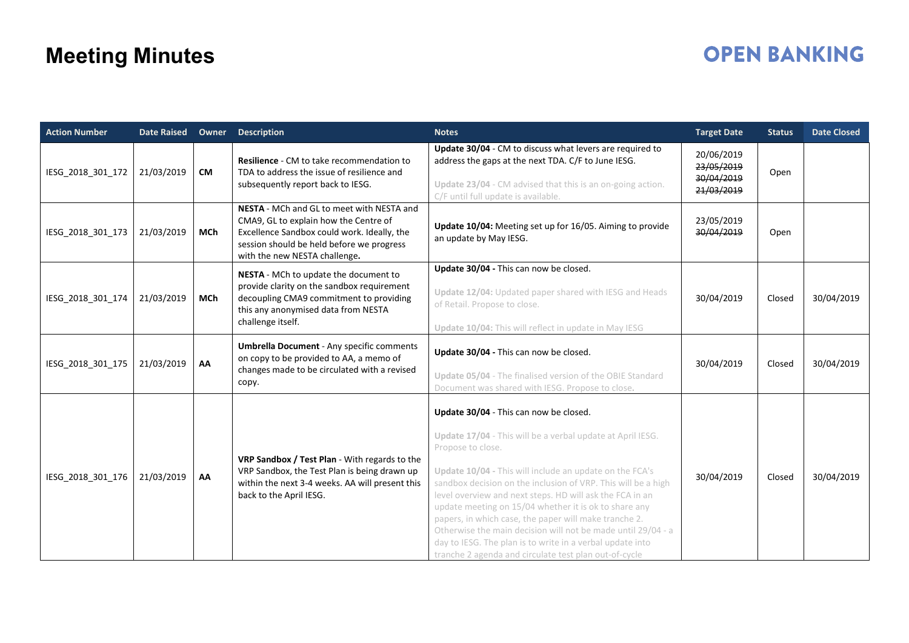# Meeting Minutes

**OPEN BANKING**

| Action Number | Date Raised | Owner | Description | Notes | Target Date | Status | Date Closed |
|---|---|---|---|---|---|---|---|
| IESG_2018_301_172 | 21/03/2019 | **CM** | **Resilience** - CM to take recommendation to TDA to address the issue of resilience and subsequently report back to IESG. | **Update 30/04** - CM to discuss what levers are required to address the gaps at the next TDA. C/F to June IESG.<br><br>**Update 23/04** - CM advised that this is an on-going action. C/F until full update is available. | 20/06/2019<br>~~23/05/2019~~<br>~~30/04/2019~~<br>~~21/03/2019~~ | Open | |
| IESG_2018_301_173 | 21/03/2019 | **MCh** | **NESTA** - MCh and GL to meet with NESTA and CMA9, GL to explain how the Centre of Excellence Sandbox could work. Ideally, the session should be held before we progress with the new NESTA challenge**.** | **Update 10/04:** Meeting set up for 16/05. Aiming to provide an update by May IESG. | 23/05/2019<br>~~30/04/2019~~ | Open | |
| IESG_2018_301_174 | 21/03/2019 | **MCh** | **NESTA** - MCh to update the document to provide clarity on the sandbox requirement decoupling CMA9 commitment to providing this any anonymised data from NESTA challenge itself. | **Update 30/04 -** This can now be closed.<br><br>**Update 12/04:** Updated paper shared with IESG and Heads of Retail. Propose to close.<br><br>**Update 10/04:** This will reflect in update in May IESG | 30/04/2019 | Closed | 30/04/2019 |
| IESG_2018_301_175 | 21/03/2019 | **AA** | **Umbrella Document** - Any specific comments on copy to be provided to AA, a memo of changes made to be circulated with a revised copy. | **Update 30/04 -** This can now be closed.<br><br>**Update 05/04** - The finalised version of the OBIE Standard Document was shared with IESG. Propose to close**.** | 30/04/2019 | Closed | 30/04/2019 |
| IESG_2018_301_176 | 21/03/2019 | **AA** | **VRP Sandbox / Test Plan** - With regards to the VRP Sandbox, the Test Plan is being drawn up within the next 3-4 weeks. AA will present this back to the April IESG. | **Update 30/04** - This can now be closed.<br><br>**Update 17/04** - This will be a verbal update at April IESG. Propose to close.<br><br>**Update 10/04 -** This will include an update on the FCA's sandbox decision on the inclusion of VRP. This will be a high level overview and next steps. HD will ask the FCA in an update meeting on 15/04 whether it is ok to share any papers, in which case, the paper will make tranche 2. Otherwise the main decision will not be made until 29/04 - a day to IESG. The plan is to write in a verbal update into tranche 2 agenda and circulate test plan out-of-cycle | 30/04/2019 | Closed | 30/04/2019 |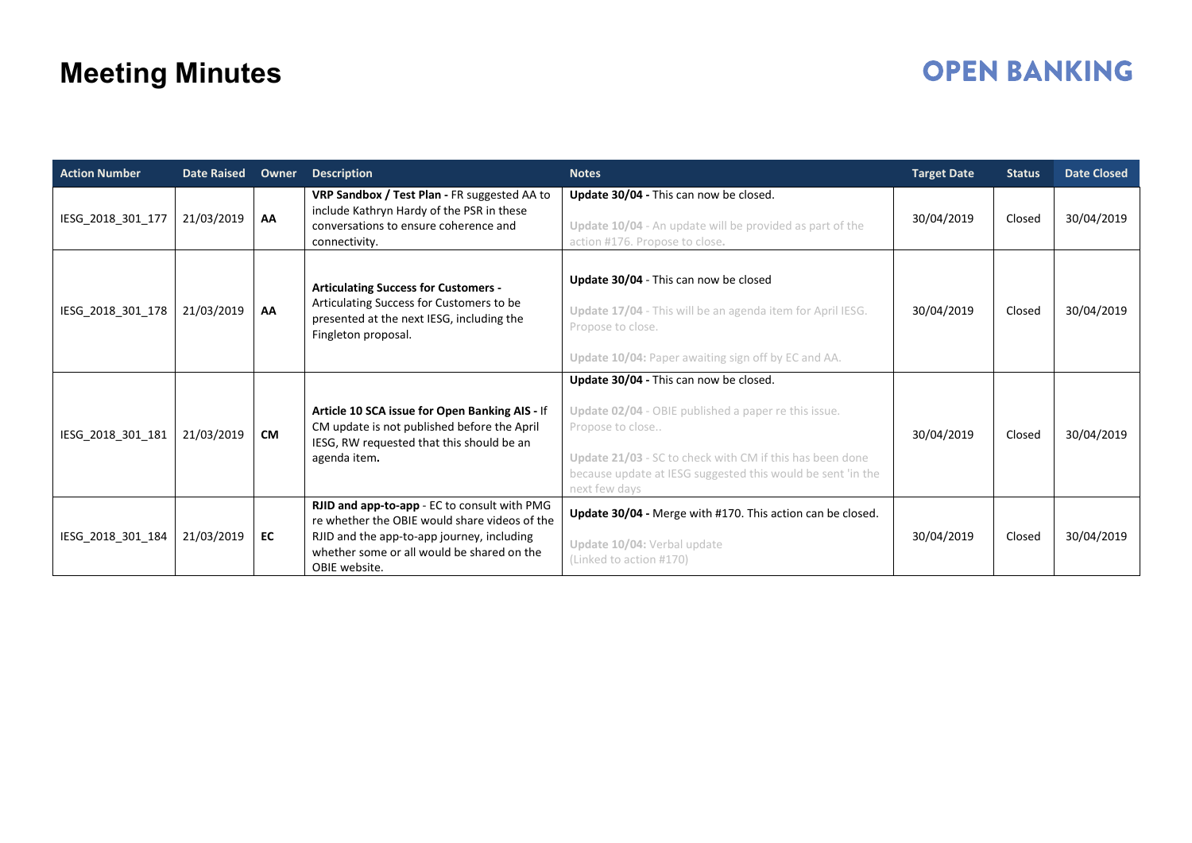# Meeting Minutes

| Action Number | Date Raised | Owner | Description | Notes | Target Date | Status | Date Closed |
|---|---|---|---|---|---|---|---|
| IESG_2018_301_177 | 21/03/2019 | **AA** | **VRP Sandbox / Test Plan -** FR suggested AA to include Kathryn Hardy of the PSR in these conversations to ensure coherence and connectivity. | **Update 30/04 -** This can now be closed.<br><br>**Update 10/04** - An update will be provided as part of the action #176. Propose to close. | 30/04/2019 | Closed | 30/04/2019 |
| IESG_2018_301_178 | 21/03/2019 | **AA** | **Articulating Success for Customers -** Articulating Success for Customers to be presented at the next IESG, including the Fingleton proposal. | **Update 30/04** - This can now be closed<br><br>**Update 17/04** - This will be an agenda item for April IESG. Propose to close.<br><br>**Update 10/04:** Paper awaiting sign off by EC and AA. | 30/04/2019 | Closed | 30/04/2019 |
| IESG_2018_301_181 | 21/03/2019 | **CM** | **Article 10 SCA issue for Open Banking AIS -** If CM update is not published before the April IESG, RW requested that this should be an agenda item**.** | **Update 30/04 -** This can now be closed.<br><br>**Update 02/04** - OBIE published a paper re this issue. Propose to close..<br><br>**Update 21/03** - SC to check with CM if this has been done because update at IESG suggested this would be sent 'in the next few days | 30/04/2019 | Closed | 30/04/2019 |
| IESG_2018_301_184 | 21/03/2019 | **EC** | **RJID and app-to-app** - EC to consult with PMG re whether the OBIE would share videos of the RJID and the app-to-app journey, including whether some or all would be shared on the OBIE website. | **Update 30/04 -** Merge with #170. This action can be closed.<br><br>**Update 10/04:** Verbal update (Linked to action #170) | 30/04/2019 | Closed | 30/04/2019 |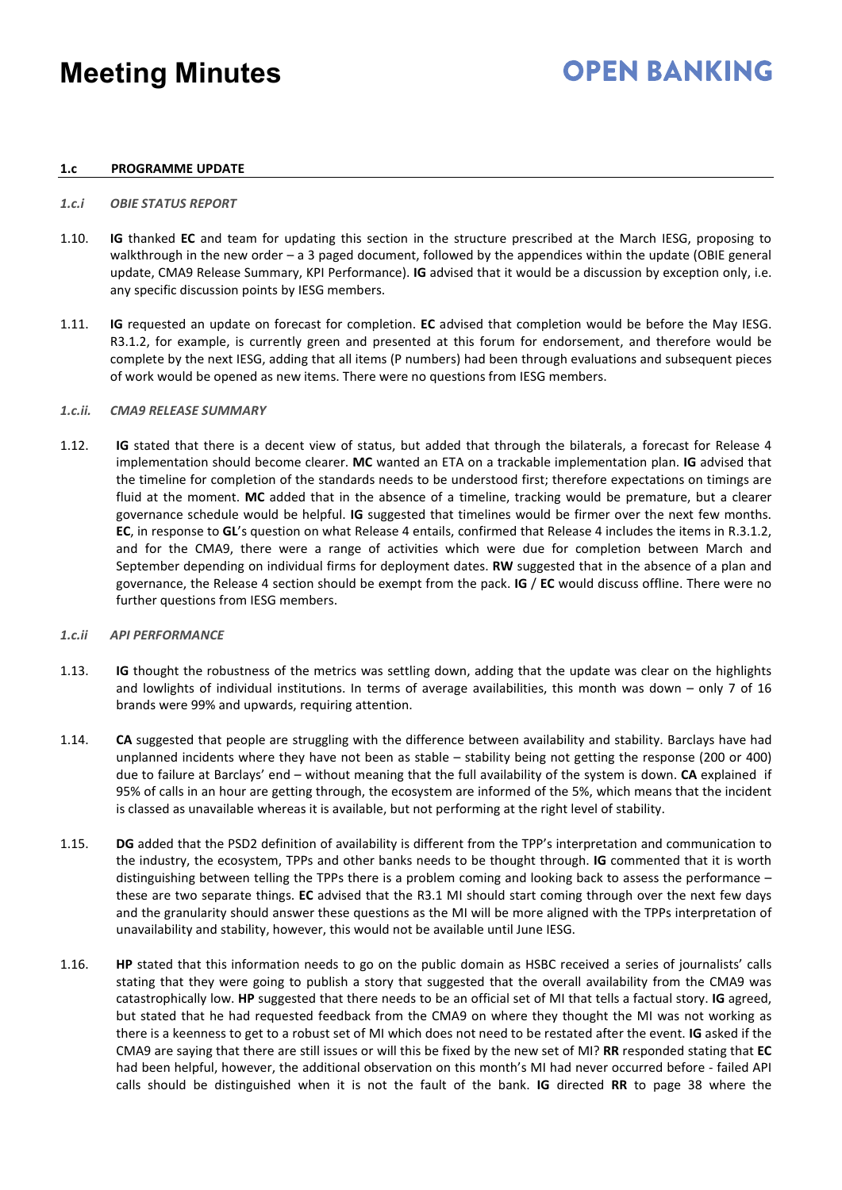#### 1.c PROGRAMME UPDATE

*1.c.i OBIE STATUS REPORT*

1.10. **IG** thanked **EC** and team for updating this section in the structure prescribed at the March IESG, proposing to walkthrough in the new order – a 3 paged document, followed by the appendices within the update (OBIE general update, CMA9 Release Summary, KPI Performance). **IG** advised that it would be a discussion by exception only, i.e. any specific discussion points by IESG members.

1.11. **IG** requested an update on forecast for completion. **EC** advised that completion would be before the May IESG. R3.1.2, for example, is currently green and presented at this forum for endorsement, and therefore would be complete by the next IESG, adding that all items (P numbers) had been through evaluations and subsequent pieces of work would be opened as new items. There were no questions from IESG members.

*1.c.ii. CMA9 RELEASE SUMMARY*

1.12. **IG** stated that there is a decent view of status, but added that through the bilaterals, a forecast for Release 4 implementation should become clearer. **MC** wanted an ETA on a trackable implementation plan. **IG** advised that the timeline for completion of the standards needs to be understood first; therefore expectations on timings are fluid at the moment. **MC** added that in the absence of a timeline, tracking would be premature, but a clearer governance schedule would be helpful. **IG** suggested that timelines would be firmer over the next few months. **EC**, in response to **GL**'s question on what Release 4 entails, confirmed that Release 4 includes the items in R.3.1.2, and for the CMA9, there were a range of activities which were due for completion between March and September depending on individual firms for deployment dates. **RW** suggested that in the absence of a plan and governance, the Release 4 section should be exempt from the pack. **IG** / **EC** would discuss offline. There were no further questions from IESG members.

*1.c.ii API PERFORMANCE*

1.13. **IG** thought the robustness of the metrics was settling down, adding that the update was clear on the highlights and lowlights of individual institutions. In terms of average availabilities, this month was down – only 7 of 16 brands were 99% and upwards, requiring attention.

1.14. **CA** suggested that people are struggling with the difference between availability and stability. Barclays have had unplanned incidents where they have not been as stable – stability being not getting the response (200 or 400) due to failure at Barclays' end – without meaning that the full availability of the system is down. **CA** explained if 95% of calls in an hour are getting through, the ecosystem are informed of the 5%, which means that the incident is classed as unavailable whereas it is available, but not performing at the right level of stability.

1.15. **DG** added that the PSD2 definition of availability is different from the TPP's interpretation and communication to the industry, the ecosystem, TPPs and other banks needs to be thought through. **IG** commented that it is worth distinguishing between telling the TPPs there is a problem coming and looking back to assess the performance – these are two separate things. **EC** advised that the R3.1 MI should start coming through over the next few days and the granularity should answer these questions as the MI will be more aligned with the TPPs interpretation of unavailability and stability, however, this would not be available until June IESG.

1.16. **HP** stated that this information needs to go on the public domain as HSBC received a series of journalists' calls stating that they were going to publish a story that suggested that the overall availability from the CMA9 was catastrophically low. **HP** suggested that there needs to be an official set of MI that tells a factual story. **IG** agreed, but stated that he had requested feedback from the CMA9 on where they thought the MI was not working as there is a keenness to get to a robust set of MI which does not need to be restated after the event. **IG** asked if the CMA9 are saying that there are still issues or will this be fixed by the new set of MI? **RR** responded stating that **EC** had been helpful, however, the additional observation on this month's MI had never occurred before - failed API calls should be distinguished when it is not the fault of the bank. **IG** directed **RR** to page 38 where the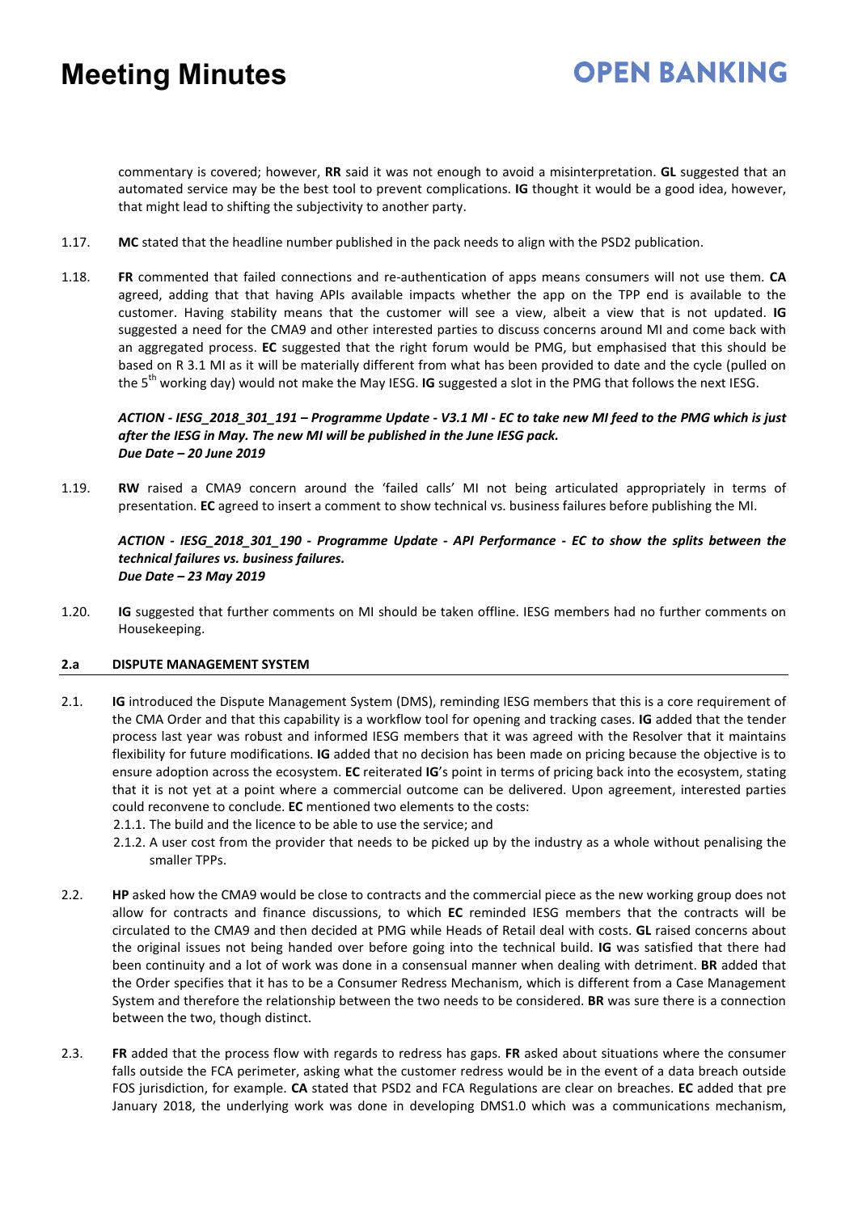commentary is covered; however, **RR** said it was not enough to avoid a misinterpretation. **GL** suggested that an automated service may be the best tool to prevent complications. **IG** thought it would be a good idea, however, that might lead to shifting the subjectivity to another party.

1.17. **MC** stated that the headline number published in the pack needs to align with the PSD2 publication.

1.18. **FR** commented that failed connections and re-authentication of apps means consumers will not use them. **CA** agreed, adding that that having APIs available impacts whether the app on the TPP end is available to the customer. Having stability means that the customer will see a view, albeit a view that is not updated. **IG** suggested a need for the CMA9 and other interested parties to discuss concerns around MI and come back with an aggregated process. **EC** suggested that the right forum would be PMG, but emphasised that this should be based on R 3.1 MI as it will be materially different from what has been provided to date and the cycle (pulled on the 5th working day) would not make the May IESG. **IG** suggested a slot in the PMG that follows the next IESG.

***ACTION - IESG_2018_301_191 – Programme Update - V3.1 MI - EC to take new MI feed to the PMG which is just after the IESG in May. The new MI will be published in the June IESG pack.***
***Due Date – 20 June 2019***

1.19. **RW** raised a CMA9 concern around the 'failed calls' MI not being articulated appropriately in terms of presentation. **EC** agreed to insert a comment to show technical vs. business failures before publishing the MI.

***ACTION - IESG_2018_301_190 - Programme Update - API Performance - EC to show the splits between the technical failures vs. business failures.***
***Due Date – 23 May 2019***

1.20. **IG** suggested that further comments on MI should be taken offline. IESG members had no further comments on Housekeeping.

## 2.a DISPUTE MANAGEMENT SYSTEM

2.1. **IG** introduced the Dispute Management System (DMS), reminding IESG members that this is a core requirement of the CMA Order and that this capability is a workflow tool for opening and tracking cases. **IG** added that the tender process last year was robust and informed IESG members that it was agreed with the Resolver that it maintains flexibility for future modifications. **IG** added that no decision has been made on pricing because the objective is to ensure adoption across the ecosystem. **EC** reiterated **IG**'s point in terms of pricing back into the ecosystem, stating that it is not yet at a point where a commercial outcome can be delivered. Upon agreement, interested parties could reconvene to conclude. **EC** mentioned two elements to the costs:
   - 2.1.1. The build and the licence to be able to use the service; and
   - 2.1.2. A user cost from the provider that needs to be picked up by the industry as a whole without penalising the smaller TPPs.

2.2. **HP** asked how the CMA9 would be close to contracts and the commercial piece as the new working group does not allow for contracts and finance discussions, to which **EC** reminded IESG members that the contracts will be circulated to the CMA9 and then decided at PMG while Heads of Retail deal with costs. **GL** raised concerns about the original issues not being handed over before going into the technical build. **IG** was satisfied that there had been continuity and a lot of work was done in a consensual manner when dealing with detriment. **BR** added that the Order specifies that it has to be a Consumer Redress Mechanism, which is different from a Case Management System and therefore the relationship between the two needs to be considered. **BR** was sure there is a connection between the two, though distinct.

2.3. **FR** added that the process flow with regards to redress has gaps. **FR** asked about situations where the consumer falls outside the FCA perimeter, asking what the customer redress would be in the event of a data breach outside FOS jurisdiction, for example. **CA** stated that PSD2 and FCA Regulations are clear on breaches. **EC** added that pre January 2018, the underlying work was done in developing DMS1.0 which was a communications mechanism,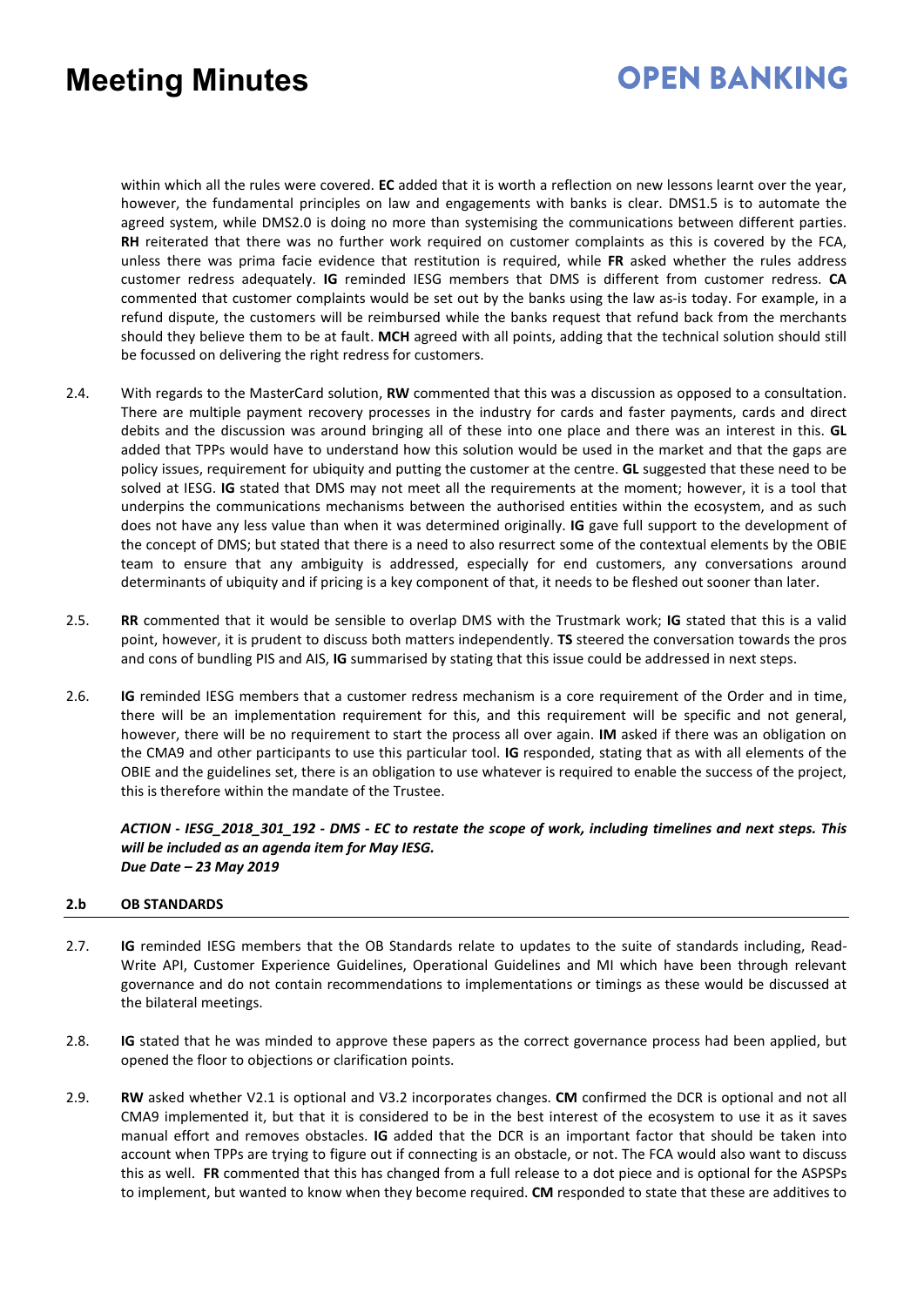within which all the rules were covered. **EC** added that it is worth a reflection on new lessons learnt over the year, however, the fundamental principles on law and engagements with banks is clear. DMS1.5 is to automate the agreed system, while DMS2.0 is doing no more than systemising the communications between different parties. **RH** reiterated that there was no further work required on customer complaints as this is covered by the FCA, unless there was prima facie evidence that restitution is required, while **FR** asked whether the rules address customer redress adequately. **IG** reminded IESG members that DMS is different from customer redress. **CA** commented that customer complaints would be set out by the banks using the law as-is today. For example, in a refund dispute, the customers will be reimbursed while the banks request that refund back from the merchants should they believe them to be at fault. **MCH** agreed with all points, adding that the technical solution should still be focussed on delivering the right redress for customers.

2.4. With regards to the MasterCard solution, **RW** commented that this was a discussion as opposed to a consultation. There are multiple payment recovery processes in the industry for cards and faster payments, cards and direct debits and the discussion was around bringing all of these into one place and there was an interest in this. **GL** added that TPPs would have to understand how this solution would be used in the market and that the gaps are policy issues, requirement for ubiquity and putting the customer at the centre. **GL** suggested that these need to be solved at IESG. **IG** stated that DMS may not meet all the requirements at the moment; however, it is a tool that underpins the communications mechanisms between the authorised entities within the ecosystem, and as such does not have any less value than when it was determined originally. **IG** gave full support to the development of the concept of DMS; but stated that there is a need to also resurrect some of the contextual elements by the OBIE team to ensure that any ambiguity is addressed, especially for end customers, any conversations around determinants of ubiquity and if pricing is a key component of that, it needs to be fleshed out sooner than later.

2.5. **RR** commented that it would be sensible to overlap DMS with the Trustmark work; **IG** stated that this is a valid point, however, it is prudent to discuss both matters independently. **TS** steered the conversation towards the pros and cons of bundling PIS and AIS, **IG** summarised by stating that this issue could be addressed in next steps.

2.6. **IG** reminded IESG members that a customer redress mechanism is a core requirement of the Order and in time, there will be an implementation requirement for this, and this requirement will be specific and not general, however, there will be no requirement to start the process all over again. **IM** asked if there was an obligation on the CMA9 and other participants to use this particular tool. **IG** responded, stating that as with all elements of the OBIE and the guidelines set, there is an obligation to use whatever is required to enable the success of the project, this is therefore within the mandate of the Trustee.

***ACTION - IESG_2018_301_192 - DMS - EC to restate the scope of work, including timelines and next steps. This will be included as an agenda item for May IESG.***
***Due Date – 23 May 2019***

### 2.b OB STANDARDS

2.7. **IG** reminded IESG members that the OB Standards relate to updates to the suite of standards including, Read-Write API, Customer Experience Guidelines, Operational Guidelines and MI which have been through relevant governance and do not contain recommendations to implementations or timings as these would be discussed at the bilateral meetings.

2.8. **IG** stated that he was minded to approve these papers as the correct governance process had been applied, but opened the floor to objections or clarification points.

2.9. **RW** asked whether V2.1 is optional and V3.2 incorporates changes. **CM** confirmed the DCR is optional and not all CMA9 implemented it, but that it is considered to be in the best interest of the ecosystem to use it as it saves manual effort and removes obstacles. **IG** added that the DCR is an important factor that should be taken into account when TPPs are trying to figure out if connecting is an obstacle, or not. The FCA would also want to discuss this as well. **FR** commented that this has changed from a full release to a dot piece and is optional for the ASPSPs to implement, but wanted to know when they become required. **CM** responded to state that these are additives to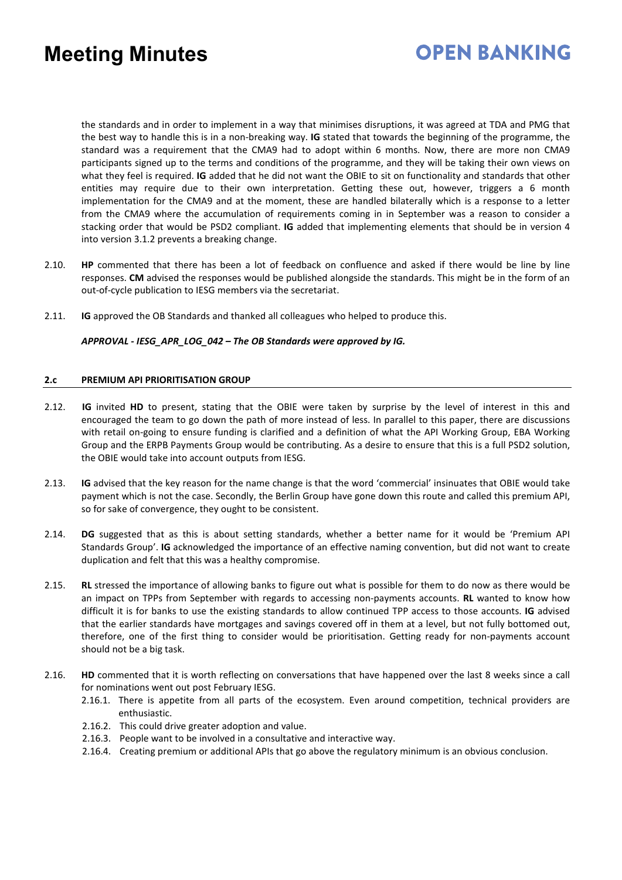the standards and in order to implement in a way that minimises disruptions, it was agreed at TDA and PMG that the best way to handle this is in a non-breaking way. **IG** stated that towards the beginning of the programme, the standard was a requirement that the CMA9 had to adopt within 6 months. Now, there are more non CMA9 participants signed up to the terms and conditions of the programme, and they will be taking their own views on what they feel is required. **IG** added that he did not want the OBIE to sit on functionality and standards that other entities may require due to their own interpretation. Getting these out, however, triggers a 6 month implementation for the CMA9 and at the moment, these are handled bilaterally which is a response to a letter from the CMA9 where the accumulation of requirements coming in in September was a reason to consider a stacking order that would be PSD2 compliant. **IG** added that implementing elements that should be in version 4 into version 3.1.2 prevents a breaking change.

2.10. **HP** commented that there has been a lot of feedback on confluence and asked if there would be line by line responses. **CM** advised the responses would be published alongside the standards. This might be in the form of an out-of-cycle publication to IESG members via the secretariat.

2.11. **IG** approved the OB Standards and thanked all colleagues who helped to produce this.

***APPROVAL - IESG_APR_LOG_042 – The OB Standards were approved by IG.***

**2.c PREMIUM API PRIORITISATION GROUP**

2.12. **IG** invited **HD** to present, stating that the OBIE were taken by surprise by the level of interest in this and encouraged the team to go down the path of more instead of less. In parallel to this paper, there are discussions with retail on-going to ensure funding is clarified and a definition of what the API Working Group, EBA Working Group and the ERPB Payments Group would be contributing. As a desire to ensure that this is a full PSD2 solution, the OBIE would take into account outputs from IESG.

2.13. **IG** advised that the key reason for the name change is that the word 'commercial' insinuates that OBIE would take payment which is not the case. Secondly, the Berlin Group have gone down this route and called this premium API, so for sake of convergence, they ought to be consistent.

2.14. **DG** suggested that as this is about setting standards, whether a better name for it would be 'Premium API Standards Group'. **IG** acknowledged the importance of an effective naming convention, but did not want to create duplication and felt that this was a healthy compromise.

2.15. **RL** stressed the importance of allowing banks to figure out what is possible for them to do now as there would be an impact on TPPs from September with regards to accessing non-payments accounts. **RL** wanted to know how difficult it is for banks to use the existing standards to allow continued TPP access to those accounts. **IG** advised that the earlier standards have mortgages and savings covered off in them at a level, but not fully bottomed out, therefore, one of the first thing to consider would be prioritisation. Getting ready for non-payments account should not be a big task.

2.16. **HD** commented that it is worth reflecting on conversations that have happened over the last 8 weeks since a call for nominations went out post February IESG.

- 2.16.1. There is appetite from all parts of the ecosystem. Even around competition, technical providers are enthusiastic.
- 2.16.2. This could drive greater adoption and value.
- 2.16.3. People want to be involved in a consultative and interactive way.
- 2.16.4. Creating premium or additional APIs that go above the regulatory minimum is an obvious conclusion.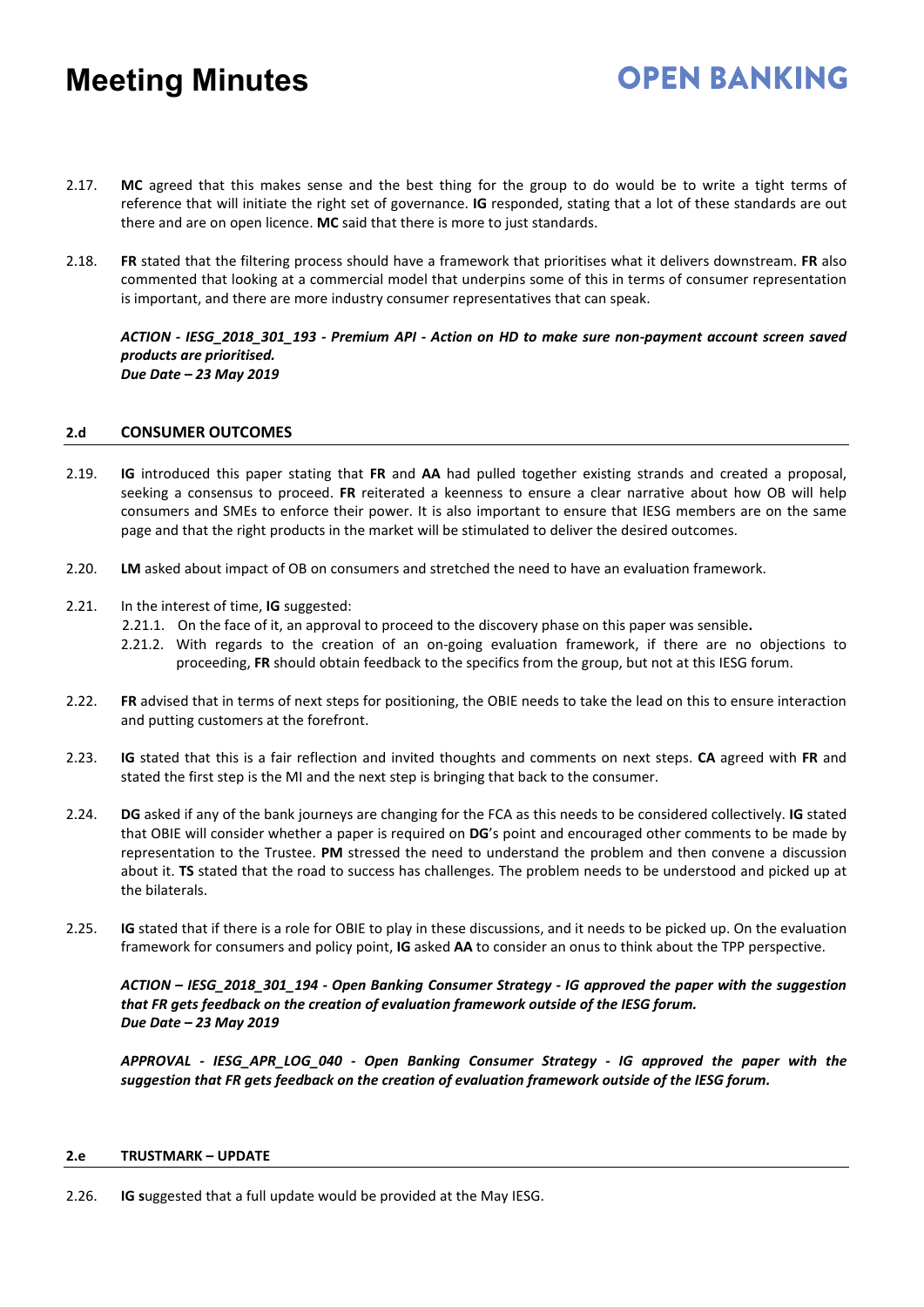2.17. **MC** agreed that this makes sense and the best thing for the group to do would be to write a tight terms of reference that will initiate the right set of governance. **IG** responded, stating that a lot of these standards are out there and are on open licence. **MC** said that there is more to just standards.

2.18. **FR** stated that the filtering process should have a framework that prioritises what it delivers downstream. **FR** also commented that looking at a commercial model that underpins some of this in terms of consumer representation is important, and there are more industry consumer representatives that can speak.

***ACTION - IESG_2018_301_193 - Premium API - Action on HD to make sure non-payment account screen saved products are prioritised.***
***Due Date – 23 May 2019***

## 2.d CONSUMER OUTCOMES

2.19. **IG** introduced this paper stating that **FR** and **AA** had pulled together existing strands and created a proposal, seeking a consensus to proceed. **FR** reiterated a keenness to ensure a clear narrative about how OB will help consumers and SMEs to enforce their power. It is also important to ensure that IESG members are on the same page and that the right products in the market will be stimulated to deliver the desired outcomes.

2.20. **LM** asked about impact of OB on consumers and stretched the need to have an evaluation framework.

2.21. In the interest of time, **IG** suggested:
   - 2.21.1. On the face of it, an approval to proceed to the discovery phase on this paper was sensible**.**
   - 2.21.2. With regards to the creation of an on-going evaluation framework, if there are no objections to proceeding, **FR** should obtain feedback to the specifics from the group, but not at this IESG forum.

2.22. **FR** advised that in terms of next steps for positioning, the OBIE needs to take the lead on this to ensure interaction and putting customers at the forefront.

2.23. **IG** stated that this is a fair reflection and invited thoughts and comments on next steps. **CA** agreed with **FR** and stated the first step is the MI and the next step is bringing that back to the consumer.

2.24. **DG** asked if any of the bank journeys are changing for the FCA as this needs to be considered collectively. **IG** stated that OBIE will consider whether a paper is required on **DG**'s point and encouraged other comments to be made by representation to the Trustee. **PM** stressed the need to understand the problem and then convene a discussion about it. **TS** stated that the road to success has challenges. The problem needs to be understood and picked up at the bilaterals.

2.25. **IG** stated that if there is a role for OBIE to play in these discussions, and it needs to be picked up. On the evaluation framework for consumers and policy point, **IG** asked **AA** to consider an onus to think about the TPP perspective.

***ACTION – IESG_2018_301_194 - Open Banking Consumer Strategy - IG approved the paper with the suggestion that FR gets feedback on the creation of evaluation framework outside of the IESG forum.***
***Due Date – 23 May 2019***

***APPROVAL - IESG_APR_LOG_040 - Open Banking Consumer Strategy - IG approved the paper with the suggestion that FR gets feedback on the creation of evaluation framework outside of the IESG forum.***

## 2.e TRUSTMARK – UPDATE

2.26. **IG s**uggested that a full update would be provided at the May IESG.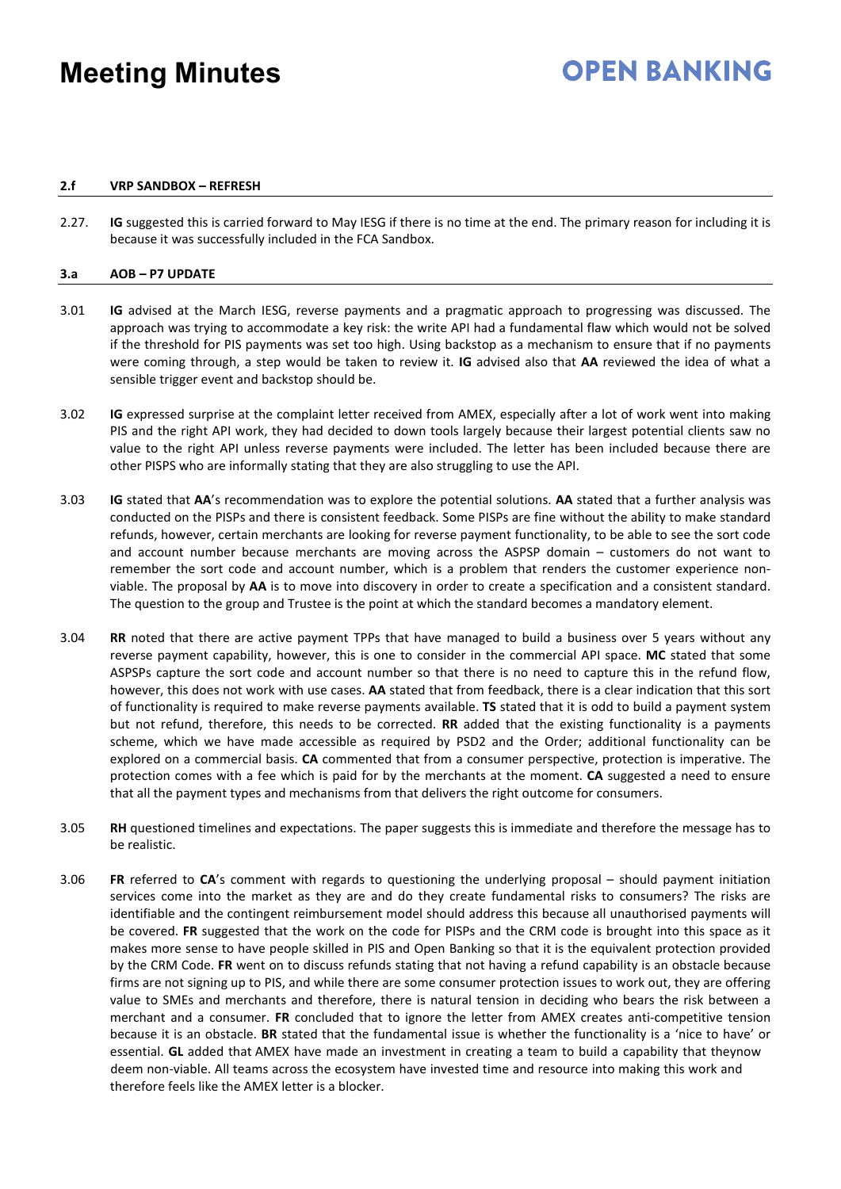### 2.f VRP SANDBOX – REFRESH

2.27. **IG** suggested this is carried forward to May IESG if there is no time at the end. The primary reason for including it is because it was successfully included in the FCA Sandbox.

### 3.a AOB – P7 UPDATE

3.01 **IG** advised at the March IESG, reverse payments and a pragmatic approach to progressing was discussed. The approach was trying to accommodate a key risk: the write API had a fundamental flaw which would not be solved if the threshold for PIS payments was set too high. Using backstop as a mechanism to ensure that if no payments were coming through, a step would be taken to review it. **IG** advised also that **AA** reviewed the idea of what a sensible trigger event and backstop should be.

3.02 **IG** expressed surprise at the complaint letter received from AMEX, especially after a lot of work went into making PIS and the right API work, they had decided to down tools largely because their largest potential clients saw no value to the right API unless reverse payments were included. The letter has been included because there are other PISPS who are informally stating that they are also struggling to use the API.

3.03 **IG** stated that **AA**'s recommendation was to explore the potential solutions. **AA** stated that a further analysis was conducted on the PISPs and there is consistent feedback. Some PISPs are fine without the ability to make standard refunds, however, certain merchants are looking for reverse payment functionality, to be able to see the sort code and account number because merchants are moving across the ASPSP domain – customers do not want to remember the sort code and account number, which is a problem that renders the customer experience non-viable. The proposal by **AA** is to move into discovery in order to create a specification and a consistent standard. The question to the group and Trustee is the point at which the standard becomes a mandatory element.

3.04 **RR** noted that there are active payment TPPs that have managed to build a business over 5 years without any reverse payment capability, however, this is one to consider in the commercial API space. **MC** stated that some ASPSPs capture the sort code and account number so that there is no need to capture this in the refund flow, however, this does not work with use cases. **AA** stated that from feedback, there is a clear indication that this sort of functionality is required to make reverse payments available. **TS** stated that it is odd to build a payment system but not refund, therefore, this needs to be corrected. **RR** added that the existing functionality is a payments scheme, which we have made accessible as required by PSD2 and the Order; additional functionality can be explored on a commercial basis. **CA** commented that from a consumer perspective, protection is imperative. The protection comes with a fee which is paid for by the merchants at the moment. **CA** suggested a need to ensure that all the payment types and mechanisms from that delivers the right outcome for consumers.

3.05 **RH** questioned timelines and expectations. The paper suggests this is immediate and therefore the message has to be realistic.

3.06 **FR** referred to **CA**'s comment with regards to questioning the underlying proposal – should payment initiation services come into the market as they are and do they create fundamental risks to consumers? The risks are identifiable and the contingent reimbursement model should address this because all unauthorised payments will be covered. **FR** suggested that the work on the code for PISPs and the CRM code is brought into this space as it makes more sense to have people skilled in PIS and Open Banking so that it is the equivalent protection provided by the CRM Code. **FR** went on to discuss refunds stating that not having a refund capability is an obstacle because firms are not signing up to PIS, and while there are some consumer protection issues to work out, they are offering value to SMEs and merchants and therefore, there is natural tension in deciding who bears the risk between a merchant and a consumer. **FR** concluded that to ignore the letter from AMEX creates anti-competitive tension because it is an obstacle. **BR** stated that the fundamental issue is whether the functionality is a 'nice to have' or essential. **GL** added that AMEX have made an investment in creating a team to build a capability that theynow deem non-viable. All teams across the ecosystem have invested time and resource into making this work and therefore feels like the AMEX letter is a blocker.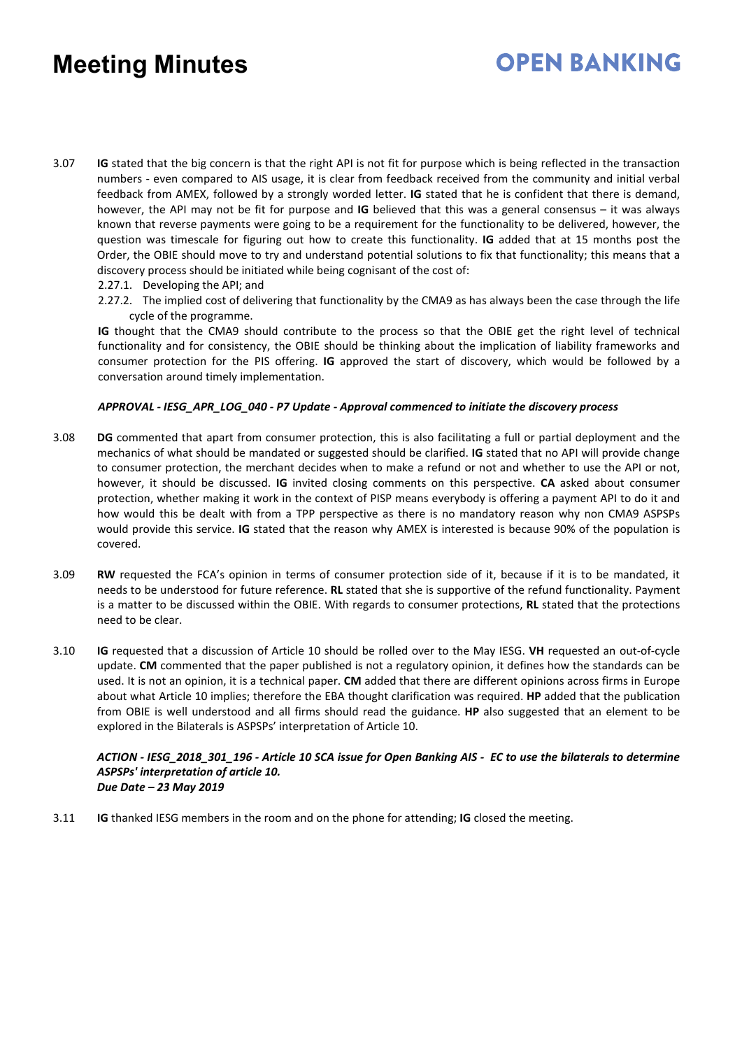3.07 **IG** stated that the big concern is that the right API is not fit for purpose which is being reflected in the transaction numbers - even compared to AIS usage, it is clear from feedback received from the community and initial verbal feedback from AMEX, followed by a strongly worded letter. **IG** stated that he is confident that there is demand, however, the API may not be fit for purpose and **IG** believed that this was a general consensus – it was always known that reverse payments were going to be a requirement for the functionality to be delivered, however, the question was timescale for figuring out how to create this functionality. **IG** added that at 15 months post the Order, the OBIE should move to try and understand potential solutions to fix that functionality; this means that a discovery process should be initiated while being cognisant of the cost of:

2.27.1. Developing the API; and

2.27.2. The implied cost of delivering that functionality by the CMA9 as has always been the case through the life cycle of the programme.

**IG** thought that the CMA9 should contribute to the process so that the OBIE get the right level of technical functionality and for consistency, the OBIE should be thinking about the implication of liability frameworks and consumer protection for the PIS offering. **IG** approved the start of discovery, which would be followed by a conversation around timely implementation.

***APPROVAL - IESG_APR_LOG_040 - P7 Update - Approval commenced to initiate the discovery process***

3.08 **DG** commented that apart from consumer protection, this is also facilitating a full or partial deployment and the mechanics of what should be mandated or suggested should be clarified. **IG** stated that no API will provide change to consumer protection, the merchant decides when to make a refund or not and whether to use the API or not, however, it should be discussed. **IG** invited closing comments on this perspective. **CA** asked about consumer protection, whether making it work in the context of PISP means everybody is offering a payment API to do it and how would this be dealt with from a TPP perspective as there is no mandatory reason why non CMA9 ASPSPs would provide this service. **IG** stated that the reason why AMEX is interested is because 90% of the population is covered.

3.09 **RW** requested the FCA's opinion in terms of consumer protection side of it, because if it is to be mandated, it needs to be understood for future reference. **RL** stated that she is supportive of the refund functionality. Payment is a matter to be discussed within the OBIE. With regards to consumer protections, **RL** stated that the protections need to be clear.

3.10 **IG** requested that a discussion of Article 10 should be rolled over to the May IESG. **VH** requested an out-of-cycle update. **CM** commented that the paper published is not a regulatory opinion, it defines how the standards can be used. It is not an opinion, it is a technical paper. **CM** added that there are different opinions across firms in Europe about what Article 10 implies; therefore the EBA thought clarification was required. **HP** added that the publication from OBIE is well understood and all firms should read the guidance. **HP** also suggested that an element to be explored in the Bilaterals is ASPSPs' interpretation of Article 10.

***ACTION - IESG_2018_301_196 - Article 10 SCA issue for Open Banking AIS - EC to use the bilaterals to determine ASPSPs' interpretation of article 10.***
***Due Date – 23 May 2019***

3.11 **IG** thanked IESG members in the room and on the phone for attending; **IG** closed the meeting.